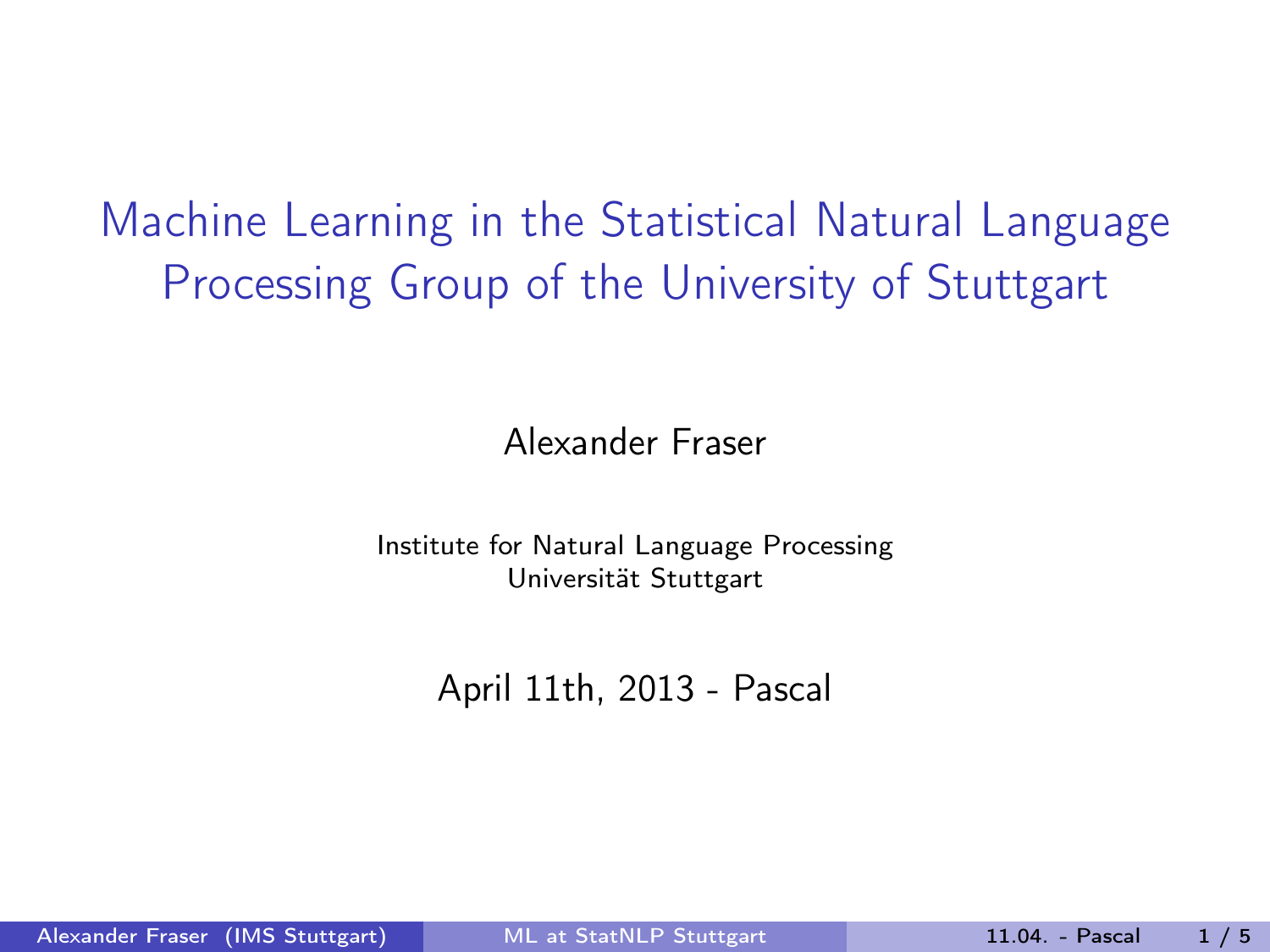# Machine Learning in the Statistical Natural Language Processing Group of the University of Stuttgart

Alexander Fraser

Institute for Natural Language Processing
Universität Stuttgart

April 11th, 2013 - Pascal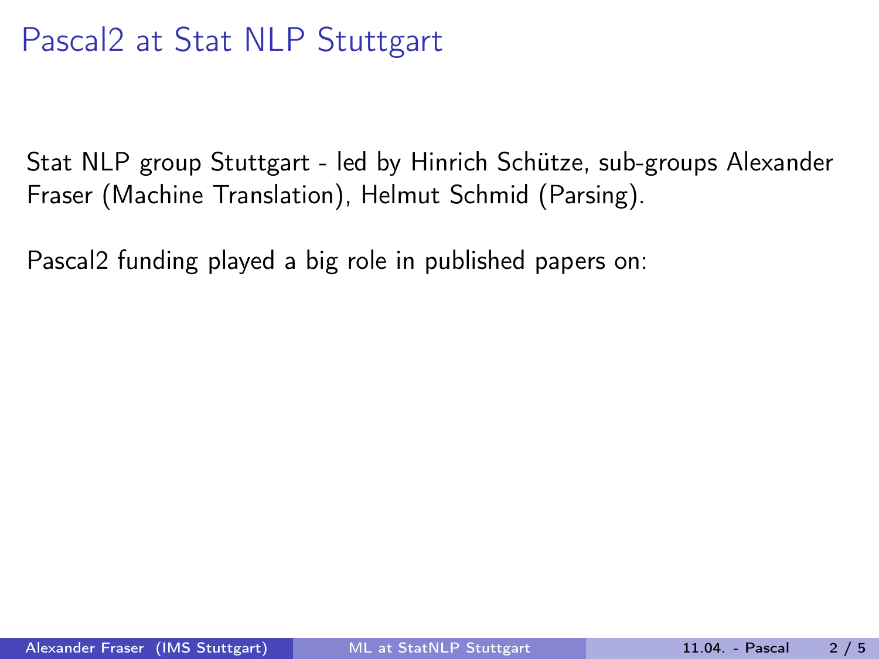# Pascal2 at Stat NLP Stuttgart

Stat NLP group Stuttgart - led by Hinrich Schütze, sub-groups Alexander Fraser (Machine Translation), Helmut Schmid (Parsing).

Pascal2 funding played a big role in published papers on: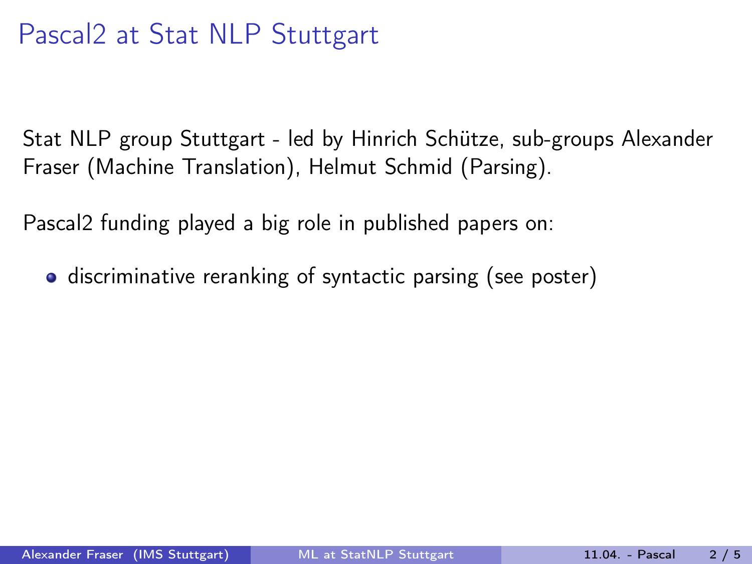# Pascal2 at Stat NLP Stuttgart

Stat NLP group Stuttgart - led by Hinrich Schütze, sub-groups Alexander Fraser (Machine Translation), Helmut Schmid (Parsing).

Pascal2 funding played a big role in published papers on:

- discriminative reranking of syntactic parsing (see poster)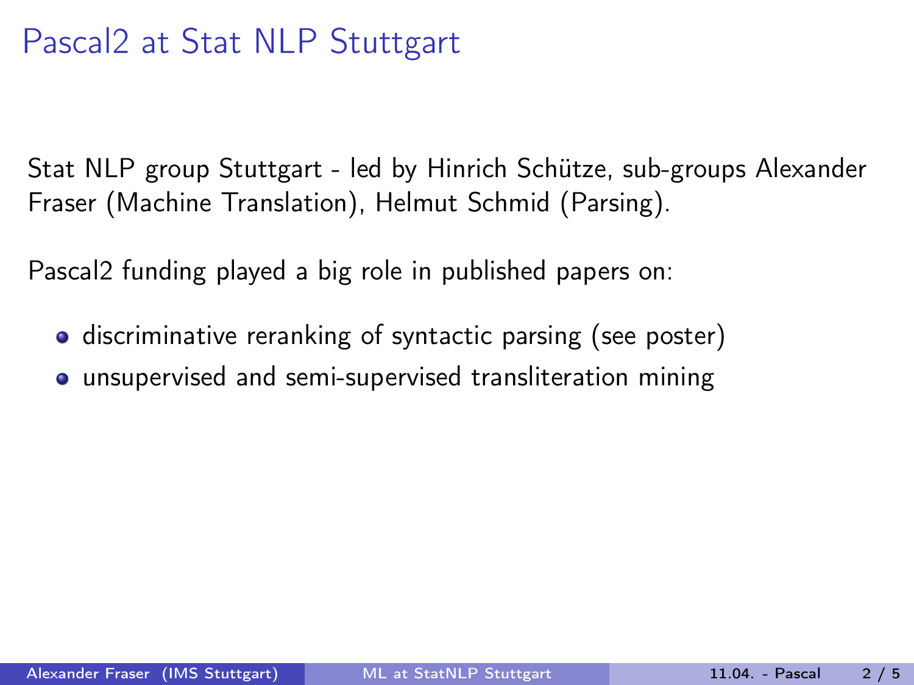# Pascal2 at Stat NLP Stuttgart

Stat NLP group Stuttgart - led by Hinrich Schütze, sub-groups Alexander Fraser (Machine Translation), Helmut Schmid (Parsing).

Pascal2 funding played a big role in published papers on:

- discriminative reranking of syntactic parsing (see poster)
- unsupervised and semi-supervised transliteration mining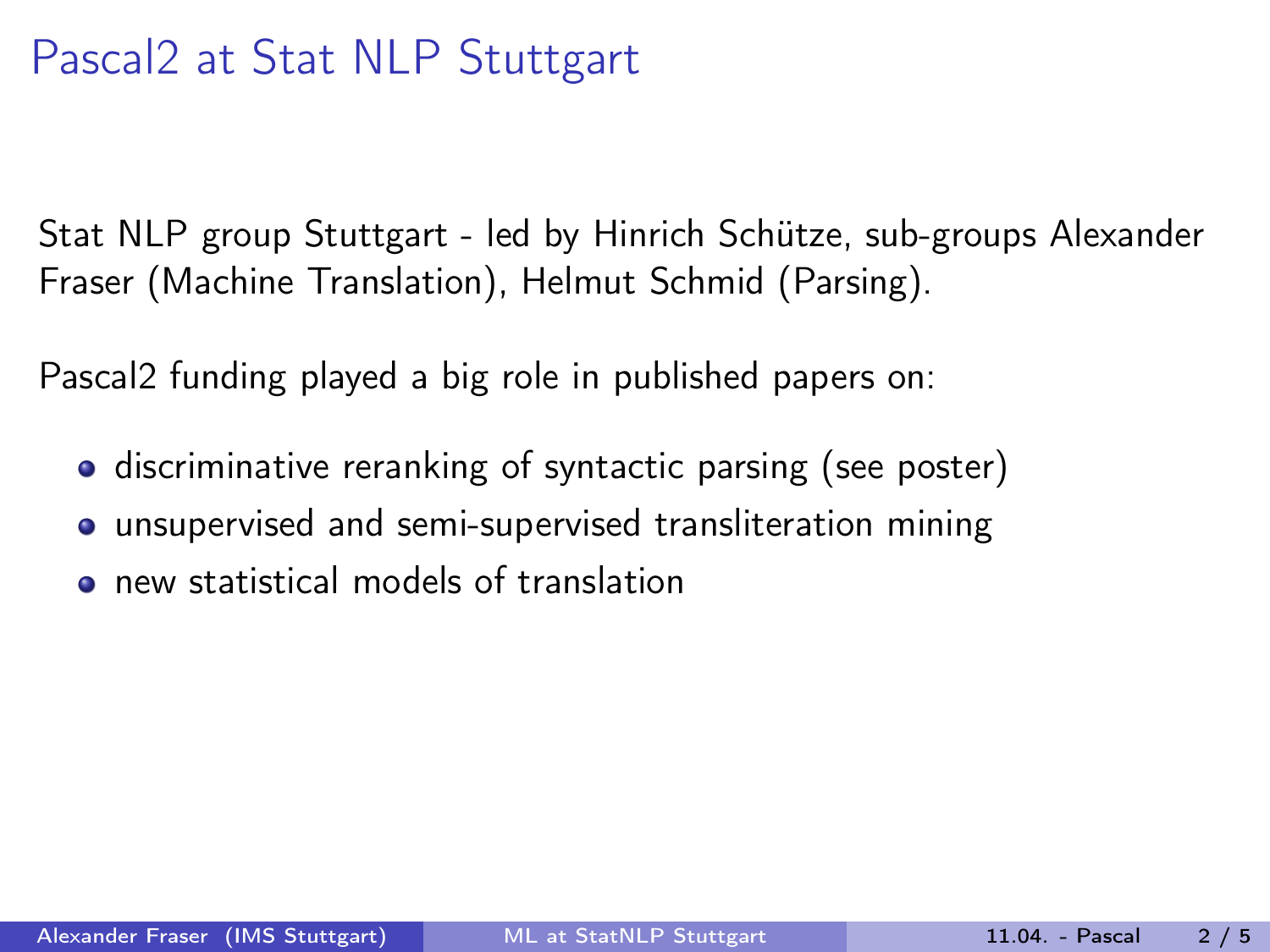# Pascal2 at Stat NLP Stuttgart

Stat NLP group Stuttgart - led by Hinrich Schütze, sub-groups Alexander Fraser (Machine Translation), Helmut Schmid (Parsing).

Pascal2 funding played a big role in published papers on:

- discriminative reranking of syntactic parsing (see poster)
- unsupervised and semi-supervised transliteration mining
- new statistical models of translation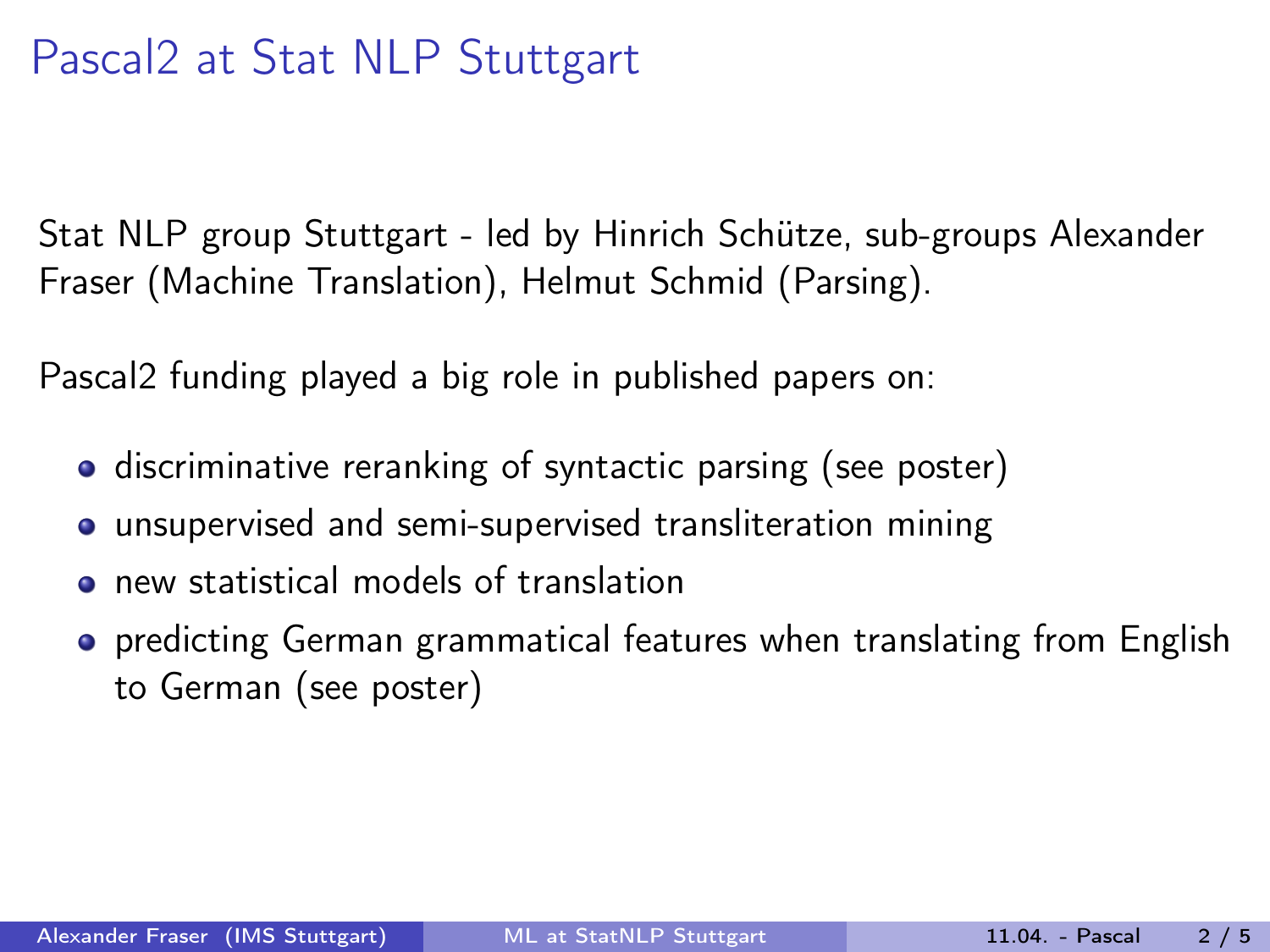# Pascal2 at Stat NLP Stuttgart

Stat NLP group Stuttgart - led by Hinrich Schütze, sub-groups Alexander Fraser (Machine Translation), Helmut Schmid (Parsing).

Pascal2 funding played a big role in published papers on:

- discriminative reranking of syntactic parsing (see poster)
- unsupervised and semi-supervised transliteration mining
- new statistical models of translation
- predicting German grammatical features when translating from English to German (see poster)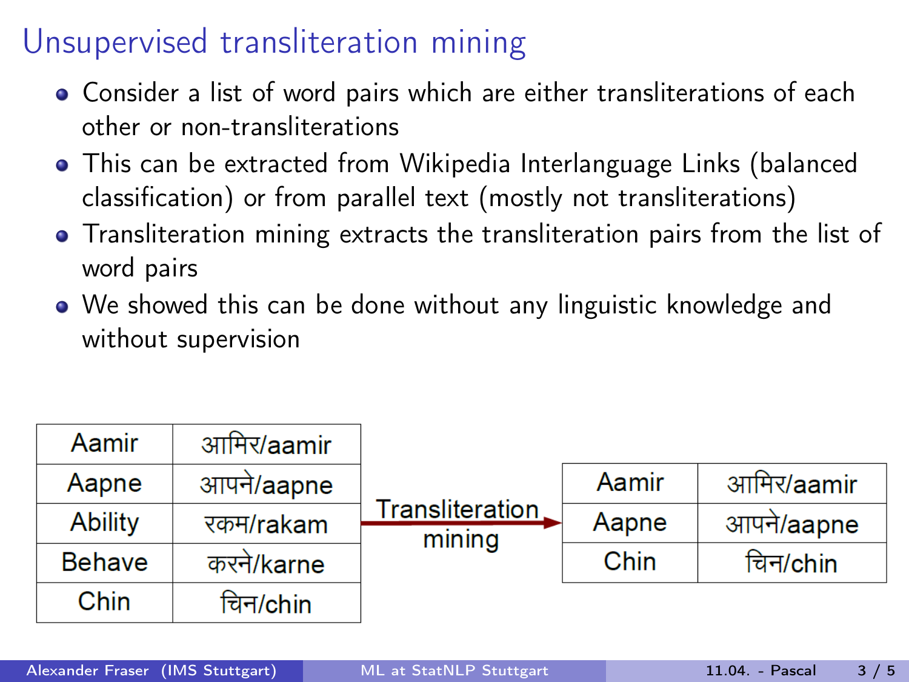# Unsupervised transliteration mining

- Consider a list of word pairs which are either transliterations of each other or non-transliterations
- This can be extracted from Wikipedia Interlanguage Links (balanced classification) or from parallel text (mostly not transliterations)
- Transliteration mining extracts the transliteration pairs from the list of word pairs
- We showed this can be done without any linguistic knowledge and without supervision

| | |
|---|---|
| Aamir | आमिर/aamir |
| Aapne | आपने/aapne |
| Ability | रकम/rakam |
| Behave | करने/karne |
| Chin | चिन/chin |

Transliteration mining →

| | |
|---|---|
| Aamir | आमिर/aamir |
| Aapne | आपने/aapne |
| Chin | चिन/chin |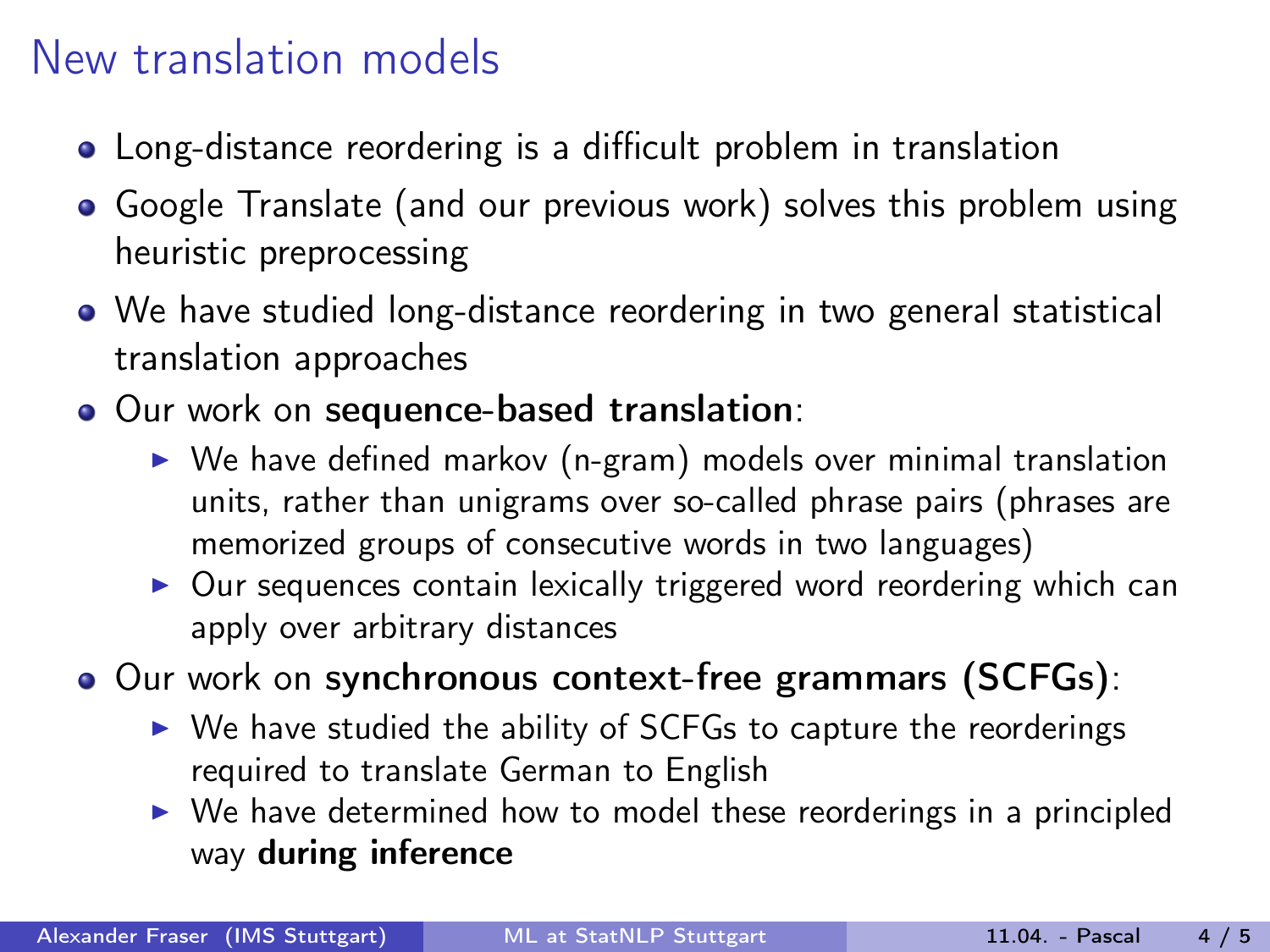# New translation models

- Long-distance reordering is a difficult problem in translation
- Google Translate (and our previous work) solves this problem using heuristic preprocessing
- We have studied long-distance reordering in two general statistical translation approaches
- Our work on **sequence-based translation**:
  - We have defined markov (n-gram) models over minimal translation units, rather than unigrams over so-called phrase pairs (phrases are memorized groups of consecutive words in two languages)
  - Our sequences contain lexically triggered word reordering which can apply over arbitrary distances
- Our work on **synchronous context-free grammars (SCFGs)**:
  - We have studied the ability of SCFGs to capture the reorderings required to translate German to English
  - We have determined how to model these reorderings in a principled way **during inference**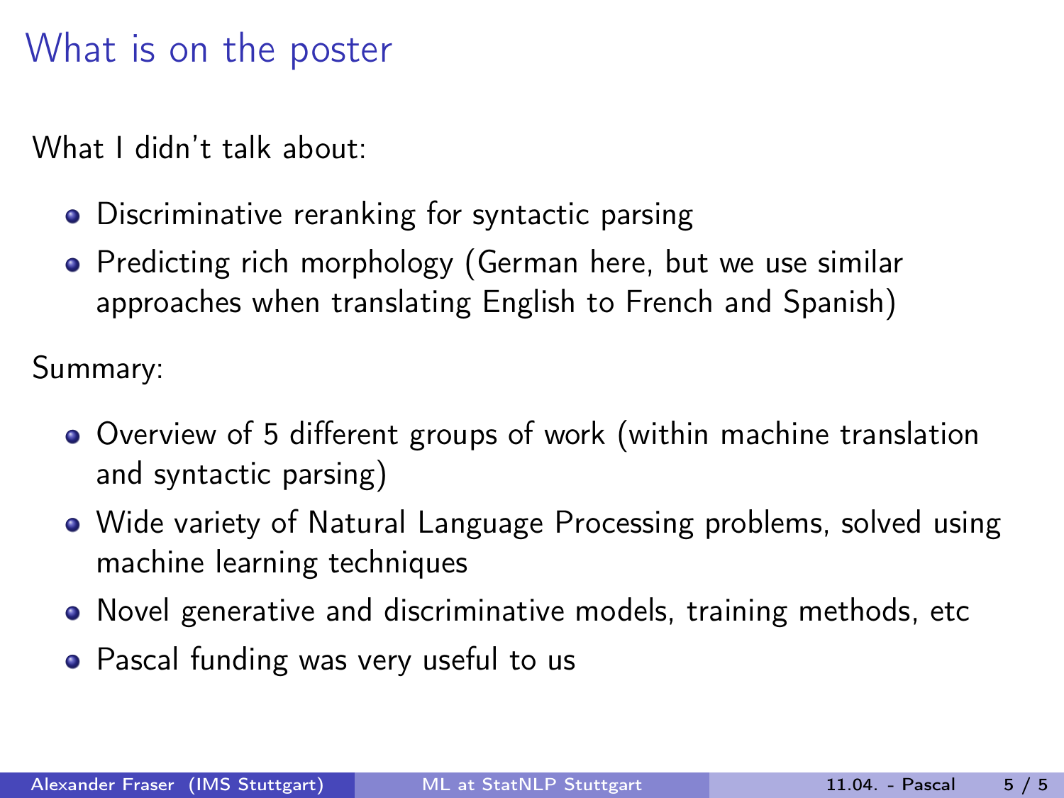# What is on the poster

What I didn't talk about:

- Discriminative reranking for syntactic parsing
- Predicting rich morphology (German here, but we use similar approaches when translating English to French and Spanish)

Summary:

- Overview of 5 different groups of work (within machine translation and syntactic parsing)
- Wide variety of Natural Language Processing problems, solved using machine learning techniques
- Novel generative and discriminative models, training methods, etc
- Pascal funding was very useful to us